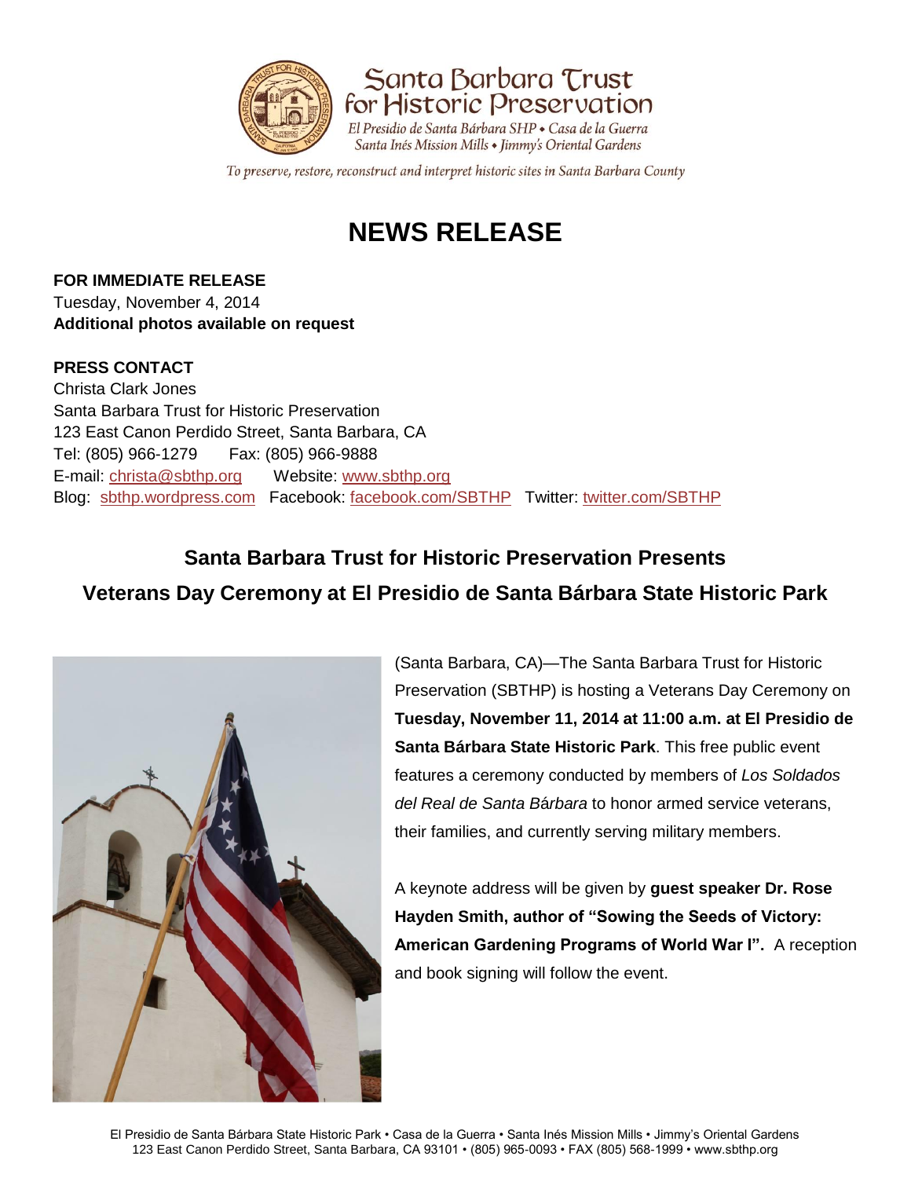Santa Barbara Trust for Historic Preservation

*El Presidio de Santa Bárbara SHP • Casa de la Guerra*
*Santa Inés Mission Mills • Jimmy's Oriental Gardens*

*To preserve, restore, reconstruct and interpret historic sites in Santa Barbara County*

# NEWS RELEASE

**FOR IMMEDIATE RELEASE**
Tuesday, November 4, 2014
**Additional photos available on request**

**PRESS CONTACT**
Christa Clark Jones
Santa Barbara Trust for Historic Preservation
123 East Canon Perdido Street, Santa Barbara, CA
Tel: (805) 966-1279 Fax: (805) 966-9888
E-mail: christa@sbthp.org Website: www.sbthp.org
Blog: sbthp.wordpress.com Facebook: facebook.com/SBTHP Twitter: twitter.com/SBTHP

## Santa Barbara Trust for Historic Preservation Presents
## Veterans Day Ceremony at El Presidio de Santa Bárbara State Historic Park

(Santa Barbara, CA)—The Santa Barbara Trust for Historic Preservation (SBTHP) is hosting a Veterans Day Ceremony on **Tuesday, November 11, 2014 at 11:00 a.m. at El Presidio de Santa Bárbara State Historic Park**. This free public event features a ceremony conducted by members of *Los Soldados del Real de Santa Bárbara* to honor armed service veterans, their families, and currently serving military members.

A keynote address will be given by **guest speaker Dr. Rose Hayden Smith, author of "Sowing the Seeds of Victory: American Gardening Programs of World War I".** A reception and book signing will follow the event.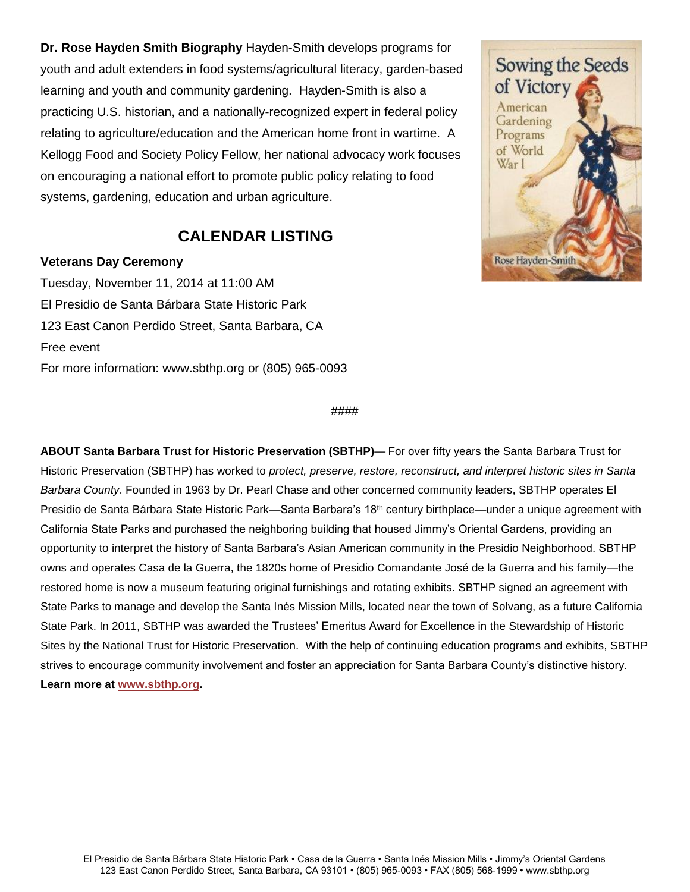**Dr. Rose Hayden Smith Biography** Hayden-Smith develops programs for youth and adult extenders in food systems/agricultural literacy, garden-based learning and youth and community gardening. Hayden-Smith is also a practicing U.S. historian, and a nationally-recognized expert in federal policy relating to agriculture/education and the American home front in wartime. A Kellogg Food and Society Policy Fellow, her national advocacy work focuses on encouraging a national effort to promote public policy relating to food systems, gardening, education and urban agriculture.

## CALENDAR LISTING

**Veterans Day Ceremony**
Tuesday, November 11, 2014 at 11:00 AM
El Presidio de Santa Bárbara State Historic Park
123 East Canon Perdido Street, Santa Barbara, CA
Free event
For more information: www.sbthp.org or (805) 965-0093

####

**ABOUT Santa Barbara Trust for Historic Preservation (SBTHP)**— For over fifty years the Santa Barbara Trust for Historic Preservation (SBTHP) has worked to *protect, preserve, restore, reconstruct, and interpret historic sites in Santa Barbara County*. Founded in 1963 by Dr. Pearl Chase and other concerned community leaders, SBTHP operates El Presidio de Santa Bárbara State Historic Park—Santa Barbara's 18th century birthplace—under a unique agreement with California State Parks and purchased the neighboring building that housed Jimmy's Oriental Gardens, providing an opportunity to interpret the history of Santa Barbara's Asian American community in the Presidio Neighborhood. SBTHP owns and operates Casa de la Guerra, the 1820s home of Presidio Comandante José de la Guerra and his family—the restored home is now a museum featuring original furnishings and rotating exhibits. SBTHP signed an agreement with State Parks to manage and develop the Santa Inés Mission Mills, located near the town of Solvang, as a future California State Park. In 2011, SBTHP was awarded the Trustees' Emeritus Award for Excellence in the Stewardship of Historic Sites by the National Trust for Historic Preservation. With the help of continuing education programs and exhibits, SBTHP strives to encourage community involvement and foster an appreciation for Santa Barbara County's distinctive history. **Learn more at [www.sbthp.org](http://www.sbthp.org).**